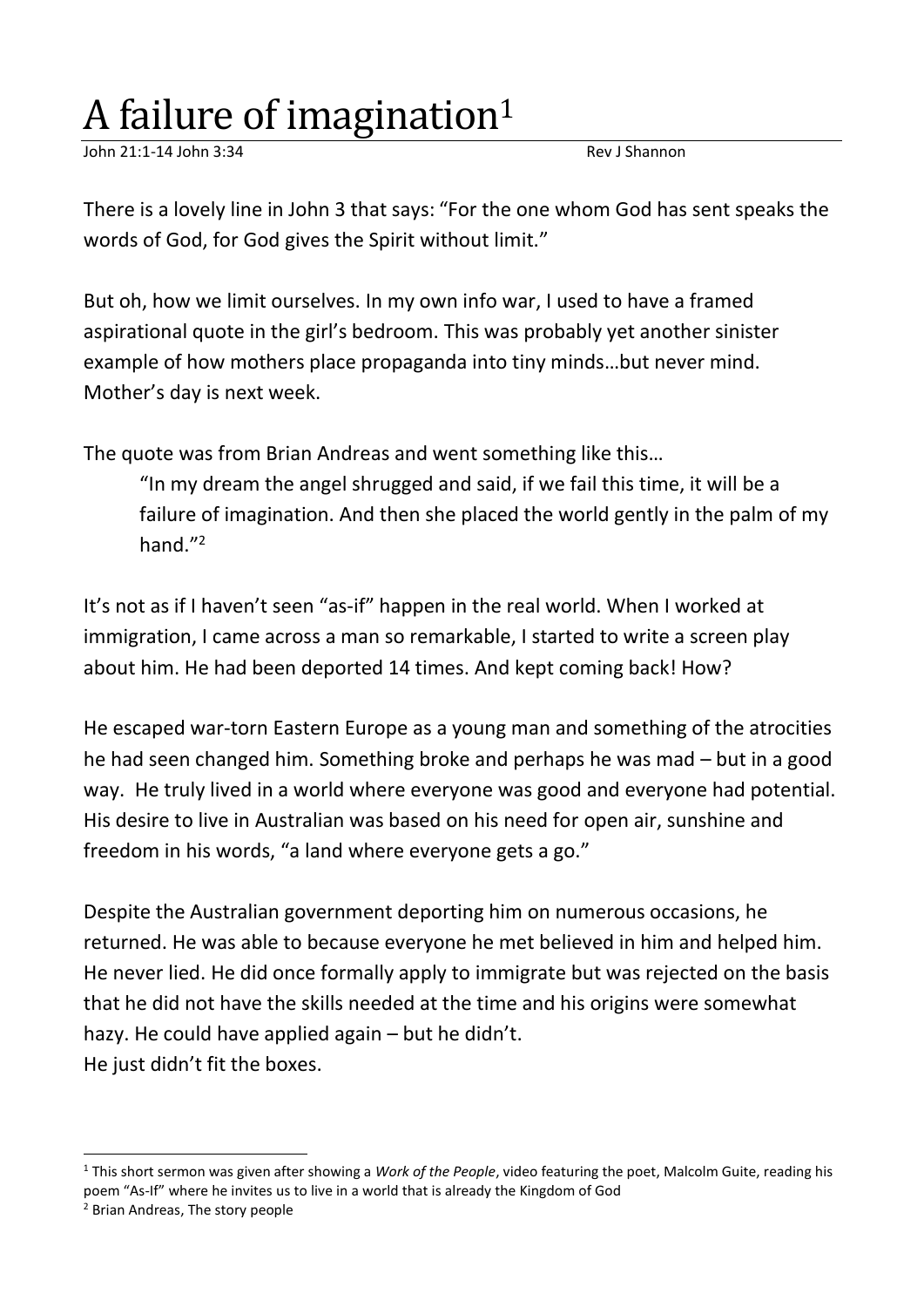# A failure of imagination[1]

John 21:1-14 John 3:34 Rev J Shannon

There is a lovely line in John 3 that says: "For the one whom God has sent speaks the words of God, for God gives the Spirit without limit."

But oh, how we limit ourselves. In my own info war, I used to have a framed aspirational quote in the girl's bedroom. This was probably yet another sinister example of how mothers place propaganda into tiny minds…but never mind. Mother's day is next week.

The quote was from Brian Andreas and went something like this…

> "In my dream the angel shrugged and said, if we fail this time, it will be a failure of imagination. And then she placed the world gently in the palm of my hand."[2]

It's not as if I haven't seen "as-if" happen in the real world. When I worked at immigration, I came across a man so remarkable, I started to write a screen play about him. He had been deported 14 times. And kept coming back! How?

He escaped war-torn Eastern Europe as a young man and something of the atrocities he had seen changed him. Something broke and perhaps he was mad – but in a good way. He truly lived in a world where everyone was good and everyone had potential. His desire to live in Australian was based on his need for open air, sunshine and freedom in his words, "a land where everyone gets a go."

Despite the Australian government deporting him on numerous occasions, he returned. He was able to because everyone he met believed in him and helped him. He never lied. He did once formally apply to immigrate but was rejected on the basis that he did not have the skills needed at the time and his origins were somewhat hazy. He could have applied again – but he didn't.
He just didn't fit the boxes.

---

[1] This short sermon was given after showing a *Work of the People*, video featuring the poet, Malcolm Guite, reading his poem "As-If" where he invites us to live in a world that is already the Kingdom of God

[2] Brian Andreas, The story people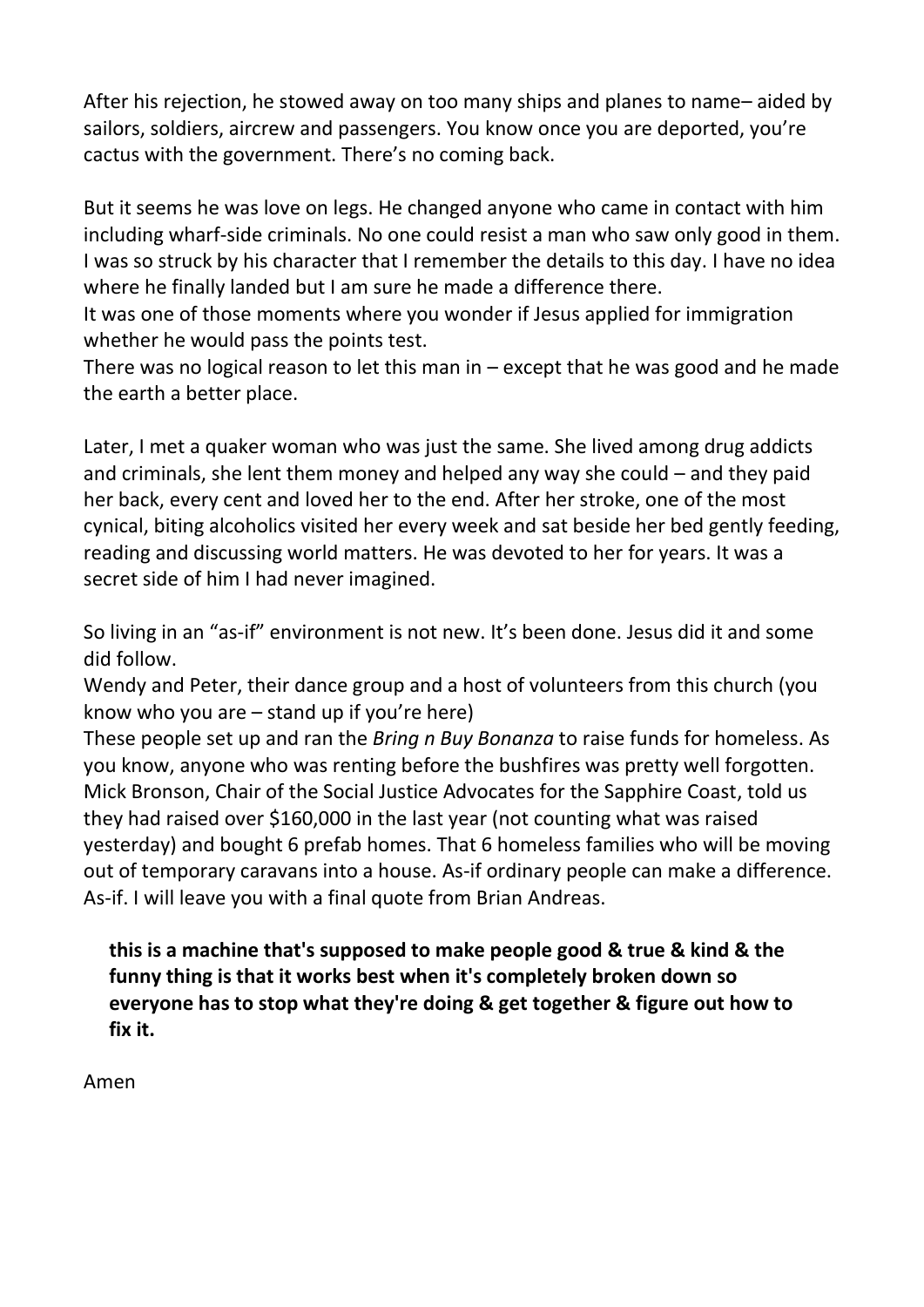After his rejection, he stowed away on too many ships and planes to name– aided by sailors, soldiers, aircrew and passengers. You know once you are deported, you're cactus with the government. There's no coming back.

But it seems he was love on legs. He changed anyone who came in contact with him including wharf-side criminals. No one could resist a man who saw only good in them. I was so struck by his character that I remember the details to this day. I have no idea where he finally landed but I am sure he made a difference there.
It was one of those moments where you wonder if Jesus applied for immigration whether he would pass the points test.
There was no logical reason to let this man in – except that he was good and he made the earth a better place.

Later, I met a quaker woman who was just the same. She lived among drug addicts and criminals, she lent them money and helped any way she could – and they paid her back, every cent and loved her to the end. After her stroke, one of the most cynical, biting alcoholics visited her every week and sat beside her bed gently feeding, reading and discussing world matters. He was devoted to her for years. It was a secret side of him I had never imagined.

So living in an "as-if" environment is not new. It's been done. Jesus did it and some did follow.
Wendy and Peter, their dance group and a host of volunteers from this church (you know who you are – stand up if you're here)
These people set up and ran the *Bring n Buy Bonanza* to raise funds for homeless. As you know, anyone who was renting before the bushfires was pretty well forgotten. Mick Bronson, Chair of the Social Justice Advocates for the Sapphire Coast, told us they had raised over $160,000 in the last year (not counting what was raised yesterday) and bought 6 prefab homes. That 6 homeless families who will be moving out of temporary caravans into a house. As-if ordinary people can make a difference. As-if. I will leave you with a final quote from Brian Andreas.

> **this is a machine that's supposed to make people good & true & kind & the funny thing is that it works best when it's completely broken down so everyone has to stop what they're doing & get together & figure out how to fix it.**

Amen